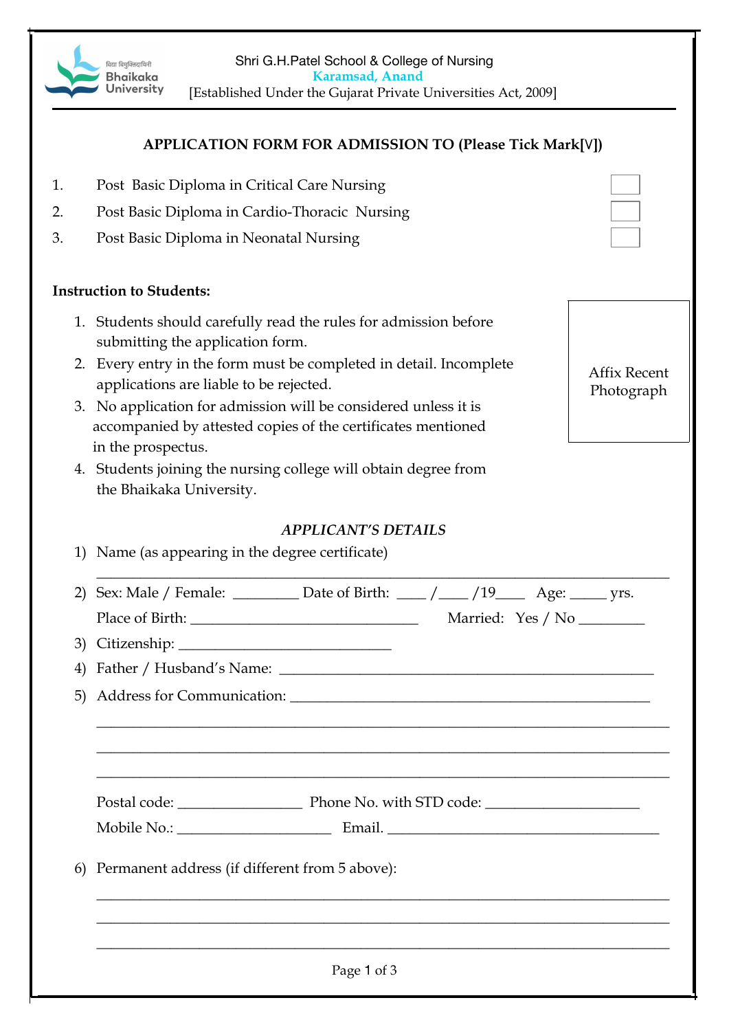Bhaikaka University

Shri G.H.Patel School & College of Nursing
Karamsad, Anand
[Established Under the Gujarat Private Universities Act, 2009]

### APPLICATION FORM FOR ADMISSION TO (Please Tick Mark[V])

| | | |
|---|---|---|
| 1. | Post Basic Diploma in Critical Care Nursing | ☐ |
| 2. | Post Basic Diploma in Cardio-Thoracic Nursing | ☐ |
| 3. | Post Basic Diploma in Neonatal Nursing | ☐ |

**Instruction to Students:**

1. Students should carefully read the rules for admission before submitting the application form.
2. Every entry in the form must be completed in detail. Incomplete applications are liable to be rejected.
3. No application for admission will be considered unless it is accompanied by attested copies of the certificates mentioned in the prospectus.
4. Students joining the nursing college will obtain degree from the Bhaikaka University.

Affix Recent Photograph

### *APPLICANT'S DETAILS*

1) Name (as appearing in the degree certificate)

_______________________________________________________________

2) Sex: Male / Female: ________ Date of Birth: ____ /____ /19____ Age: _____ yrs.

Place of Birth: ______________________________ Married: Yes / No ________

3) Citizenship: ___________________________

4) Father / Husband's Name: ______________________________________________

5) Address for Communication: ____________________________________________

_______________________________________________________________

_______________________________________________________________

_______________________________________________________________

Postal code: ________________ Phone No. with STD code: ____________________

Mobile No.: ____________________ Email. ___________________________________

6) Permanent address (if different from 5 above):

_______________________________________________________________

_______________________________________________________________

_______________________________________________________________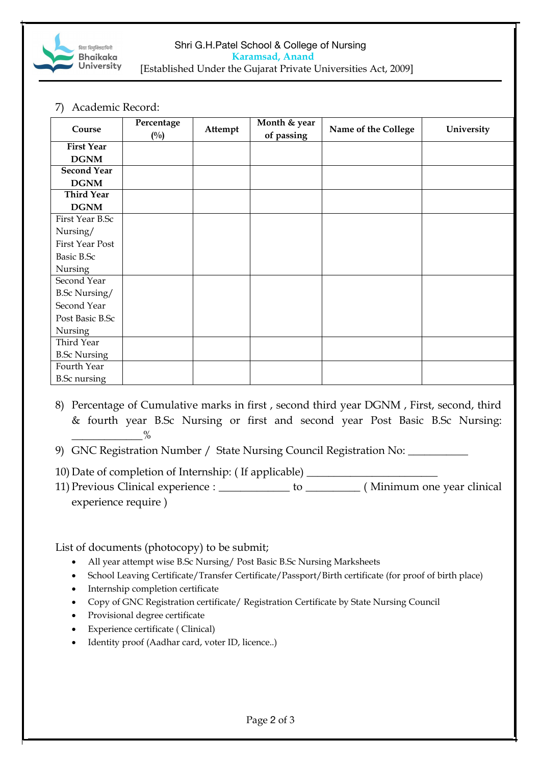7) Academic Record:

| Course | Percentage (%) | Attempt | Month & year of passing | Name of the College | University |
|---|---|---|---|---|---|
| **First Year DGNM** | | | | | |
| **Second Year DGNM** | | | | | |
| **Third Year DGNM** | | | | | |
| First Year B.Sc Nursing/ First Year Post Basic B.Sc Nursing | | | | | |
| Second Year B.Sc Nursing/ Second Year Post Basic B.Sc Nursing | | | | | |
| Third Year B.Sc Nursing | | | | | |
| Fourth Year B.Sc nursing | | | | | |

8) Percentage of Cumulative marks in first , second third year DGNM , First, second, third & fourth year B.Sc Nursing or first and second year Post Basic B.Sc Nursing: _____________%

9) GNC Registration Number / State Nursing Council Registration No: __________

10) Date of completion of Internship: ( If applicable) ______________________

11) Previous Clinical experience : ____________ to _________ ( Minimum one year clinical experience require )

List of documents (photocopy) to be submit;

- All year attempt wise B.Sc Nursing/ Post Basic B.Sc Nursing Marksheets
- School Leaving Certificate/Transfer Certificate/Passport/Birth certificate (for proof of birth place)
- Internship completion certificate
- Copy of GNC Registration certificate/ Registration Certificate by State Nursing Council
- Provisional degree certificate
- Experience certificate ( Clinical)
- Identity proof (Aadhar card, voter ID, licence..)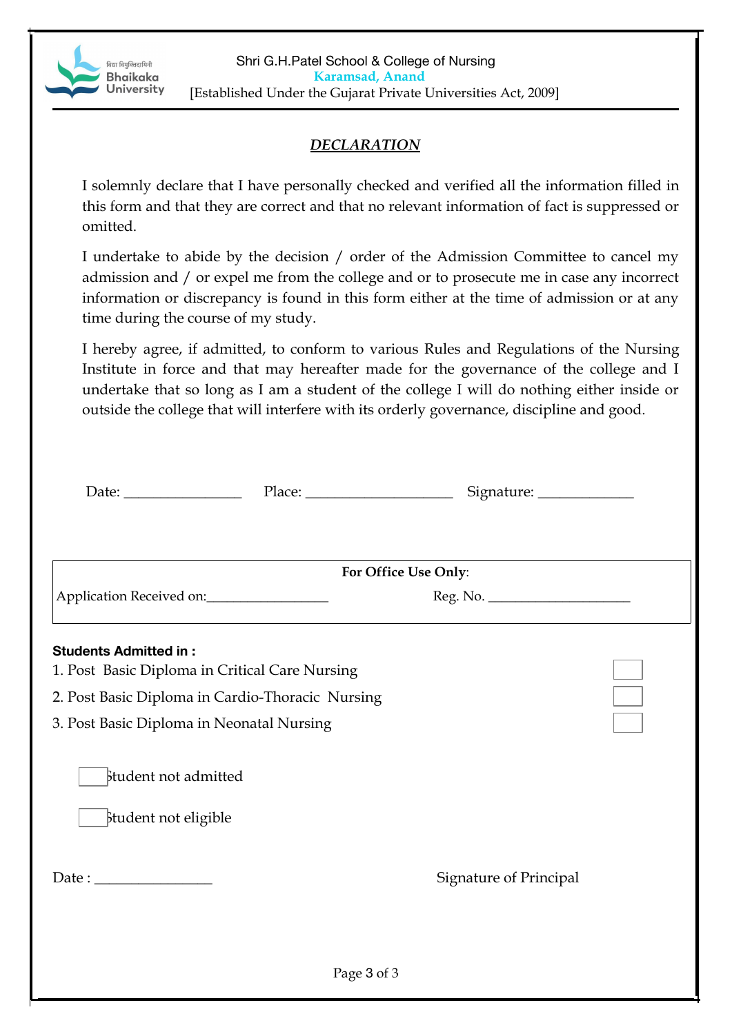Shri G.H.Patel School & College of Nursing
Karamsad, Anand
[Established Under the Gujarat Private Universities Act, 2009]

## *DECLARATION*

I solemnly declare that I have personally checked and verified all the information filled in this form and that they are correct and that no relevant information of fact is suppressed or omitted.

I undertake to abide by the decision / order of the Admission Committee to cancel my admission and / or expel me from the college and or to prosecute me in case any incorrect information or discrepancy is found in this form either at the time of admission or at any time during the course of my study.

I hereby agree, if admitted, to conform to various Rules and Regulations of the Nursing Institute in force and that may hereafter made for the governance of the college and I undertake that so long as I am a student of the college I will do nothing either inside or outside the college that will interfere with its orderly governance, discipline and good.

Date: ________________ Place: ____________________ Signature: _____________

**For Office Use Only**:

Application Received on:_________________ Reg. No. ____________________

**Students Admitted in :**

1. Post Basic Diploma in Critical Care Nursing ☐
2. Post Basic Diploma in Cardio-Thoracic Nursing ☐
3. Post Basic Diploma in Neonatal Nursing ☐

☐ Student not admitted

☐ Student not eligible

Date : ________________ Signature of Principal